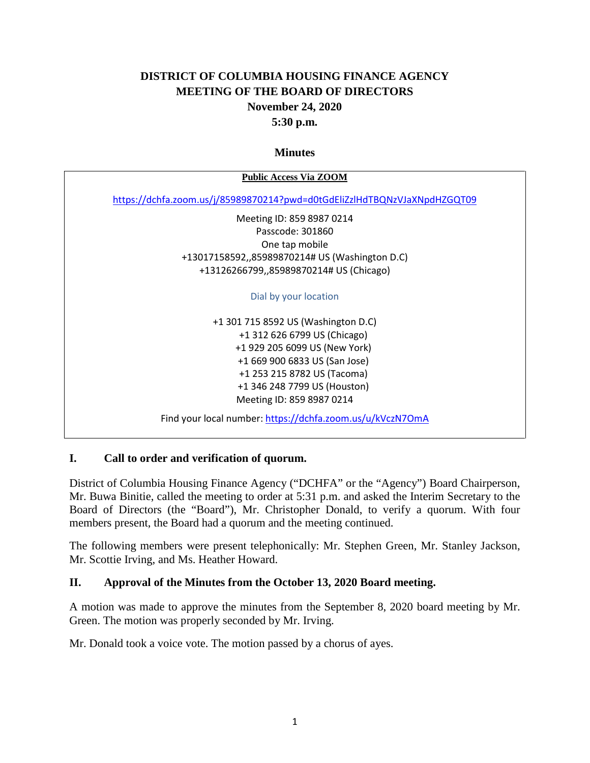# DISTRICT OF COLUMBIA HOUSING FINANCE AGENCY
## MEETING OF THE BOARD OF DIRECTORS
### November 24, 2020
### 5:30 p.m.

### Minutes

**Public Access Via ZOOM**

https://dchfa.zoom.us/j/85989870214?pwd=d0tGdEliZzlHdTBQNzVJaXNpdHZGQT09

Meeting ID: 859 8987 0214
Passcode: 301860
One tap mobile
+13017158592,,85989870214# US (Washington D.C)
+13126266799,,85989870214# US (Chicago)

Dial by your location

+1 301 715 8592 US (Washington D.C)
+1 312 626 6799 US (Chicago)
+1 929 205 6099 US (New York)
+1 669 900 6833 US (San Jose)
+1 253 215 8782 US (Tacoma)
+1 346 248 7799 US (Houston)
Meeting ID: 859 8987 0214

Find your local number: https://dchfa.zoom.us/u/kVczN7OmA

## I. Call to order and verification of quorum.

District of Columbia Housing Finance Agency ("DCHFA" or the "Agency") Board Chairperson, Mr. Buwa Binitie, called the meeting to order at 5:31 p.m. and asked the Interim Secretary to the Board of Directors (the "Board"), Mr. Christopher Donald, to verify a quorum. With four members present, the Board had a quorum and the meeting continued.

The following members were present telephonically: Mr. Stephen Green, Mr. Stanley Jackson, Mr. Scottie Irving, and Ms. Heather Howard.

## II. Approval of the Minutes from the October 13, 2020 Board meeting.

A motion was made to approve the minutes from the September 8, 2020 board meeting by Mr. Green. The motion was properly seconded by Mr. Irving.

Mr. Donald took a voice vote. The motion passed by a chorus of ayes.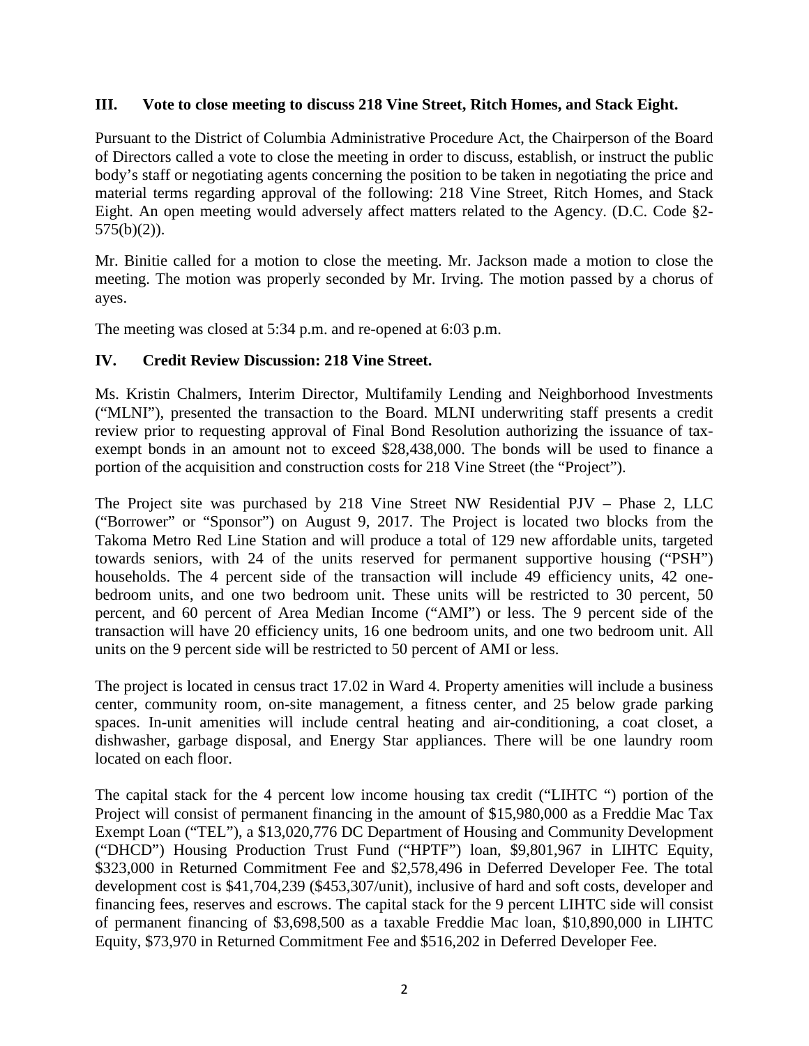### III. Vote to close meeting to discuss 218 Vine Street, Ritch Homes, and Stack Eight.

Pursuant to the District of Columbia Administrative Procedure Act, the Chairperson of the Board of Directors called a vote to close the meeting in order to discuss, establish, or instruct the public body's staff or negotiating agents concerning the position to be taken in negotiating the price and material terms regarding approval of the following: 218 Vine Street, Ritch Homes, and Stack Eight. An open meeting would adversely affect matters related to the Agency. (D.C. Code §2-575(b)(2)).

Mr. Binitie called for a motion to close the meeting. Mr. Jackson made a motion to close the meeting. The motion was properly seconded by Mr. Irving. The motion passed by a chorus of ayes.

The meeting was closed at 5:34 p.m. and re-opened at 6:03 p.m.

### IV. Credit Review Discussion: 218 Vine Street.

Ms. Kristin Chalmers, Interim Director, Multifamily Lending and Neighborhood Investments ("MLNI"), presented the transaction to the Board. MLNI underwriting staff presents a credit review prior to requesting approval of Final Bond Resolution authorizing the issuance of tax-exempt bonds in an amount not to exceed $28,438,000. The bonds will be used to finance a portion of the acquisition and construction costs for 218 Vine Street (the "Project").

The Project site was purchased by 218 Vine Street NW Residential PJV – Phase 2, LLC ("Borrower" or "Sponsor") on August 9, 2017. The Project is located two blocks from the Takoma Metro Red Line Station and will produce a total of 129 new affordable units, targeted towards seniors, with 24 of the units reserved for permanent supportive housing ("PSH") households. The 4 percent side of the transaction will include 49 efficiency units, 42 one-bedroom units, and one two bedroom unit. These units will be restricted to 30 percent, 50 percent, and 60 percent of Area Median Income ("AMI") or less. The 9 percent side of the transaction will have 20 efficiency units, 16 one bedroom units, and one two bedroom unit. All units on the 9 percent side will be restricted to 50 percent of AMI or less.

The project is located in census tract 17.02 in Ward 4. Property amenities will include a business center, community room, on-site management, a fitness center, and 25 below grade parking spaces. In-unit amenities will include central heating and air-conditioning, a coat closet, a dishwasher, garbage disposal, and Energy Star appliances. There will be one laundry room located on each floor.

The capital stack for the 4 percent low income housing tax credit ("LIHTC ") portion of the Project will consist of permanent financing in the amount of $15,980,000 as a Freddie Mac Tax Exempt Loan ("TEL"), a $13,020,776 DC Department of Housing and Community Development ("DHCD") Housing Production Trust Fund ("HPTF") loan, $9,801,967 in LIHTC Equity, $323,000 in Returned Commitment Fee and $2,578,496 in Deferred Developer Fee. The total development cost is $41,704,239 ($453,307/unit), inclusive of hard and soft costs, developer and financing fees, reserves and escrows. The capital stack for the 9 percent LIHTC side will consist of permanent financing of $3,698,500 as a taxable Freddie Mac loan, $10,890,000 in LIHTC Equity, $73,970 in Returned Commitment Fee and $516,202 in Deferred Developer Fee.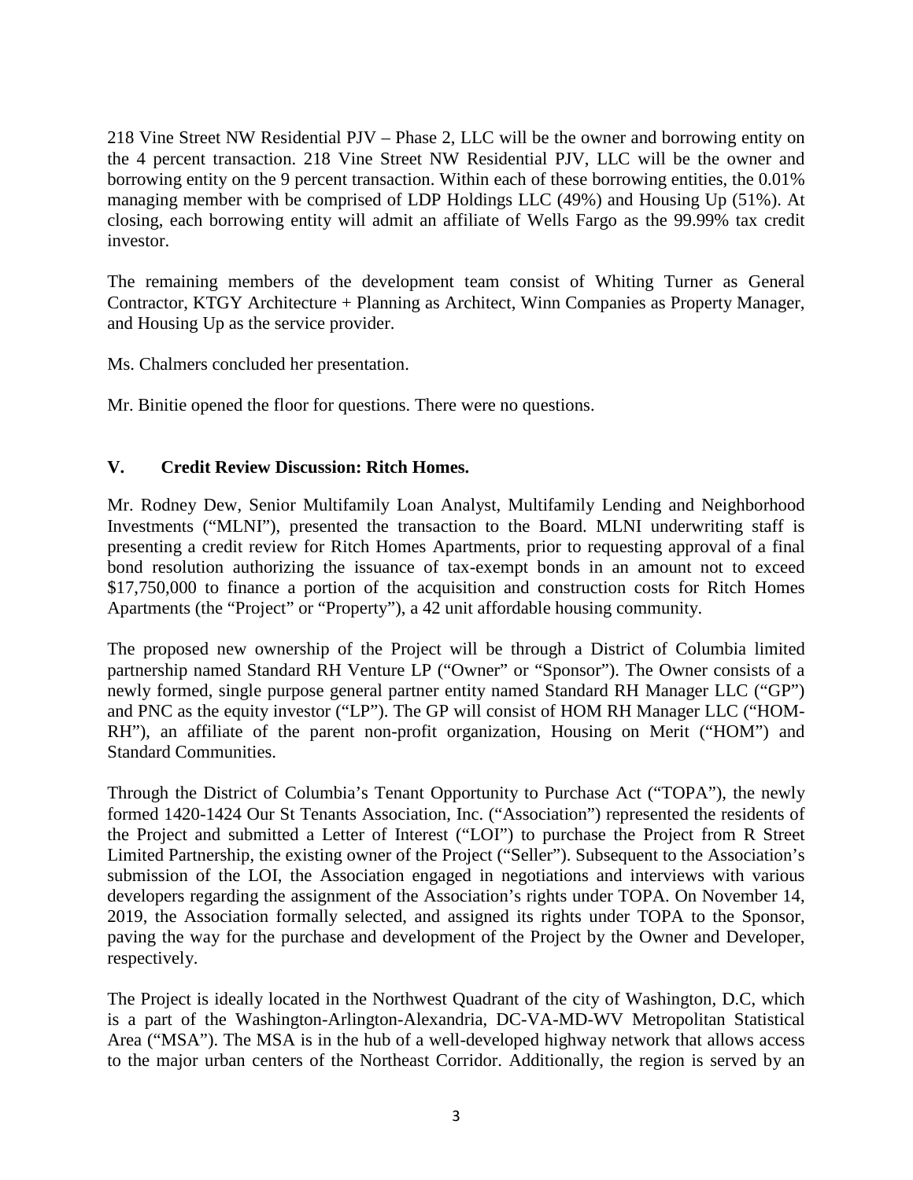218 Vine Street NW Residential PJV – Phase 2, LLC will be the owner and borrowing entity on the 4 percent transaction. 218 Vine Street NW Residential PJV, LLC will be the owner and borrowing entity on the 9 percent transaction. Within each of these borrowing entities, the 0.01% managing member with be comprised of LDP Holdings LLC (49%) and Housing Up (51%). At closing, each borrowing entity will admit an affiliate of Wells Fargo as the 99.99% tax credit investor.

The remaining members of the development team consist of Whiting Turner as General Contractor, KTGY Architecture + Planning as Architect, Winn Companies as Property Manager, and Housing Up as the service provider.

Ms. Chalmers concluded her presentation.

Mr. Binitie opened the floor for questions. There were no questions.

## V. Credit Review Discussion: Ritch Homes.

Mr. Rodney Dew, Senior Multifamily Loan Analyst, Multifamily Lending and Neighborhood Investments ("MLNI"), presented the transaction to the Board. MLNI underwriting staff is presenting a credit review for Ritch Homes Apartments, prior to requesting approval of a final bond resolution authorizing the issuance of tax-exempt bonds in an amount not to exceed $17,750,000 to finance a portion of the acquisition and construction costs for Ritch Homes Apartments (the "Project" or "Property"), a 42 unit affordable housing community.

The proposed new ownership of the Project will be through a District of Columbia limited partnership named Standard RH Venture LP ("Owner" or "Sponsor"). The Owner consists of a newly formed, single purpose general partner entity named Standard RH Manager LLC ("GP") and PNC as the equity investor ("LP"). The GP will consist of HOM RH Manager LLC ("HOM-RH"), an affiliate of the parent non-profit organization, Housing on Merit ("HOM") and Standard Communities.

Through the District of Columbia's Tenant Opportunity to Purchase Act ("TOPA"), the newly formed 1420-1424 Our St Tenants Association, Inc. ("Association") represented the residents of the Project and submitted a Letter of Interest ("LOI") to purchase the Project from R Street Limited Partnership, the existing owner of the Project ("Seller"). Subsequent to the Association's submission of the LOI, the Association engaged in negotiations and interviews with various developers regarding the assignment of the Association's rights under TOPA. On November 14, 2019, the Association formally selected, and assigned its rights under TOPA to the Sponsor, paving the way for the purchase and development of the Project by the Owner and Developer, respectively.

The Project is ideally located in the Northwest Quadrant of the city of Washington, D.C, which is a part of the Washington-Arlington-Alexandria, DC-VA-MD-WV Metropolitan Statistical Area ("MSA"). The MSA is in the hub of a well-developed highway network that allows access to the major urban centers of the Northeast Corridor. Additionally, the region is served by an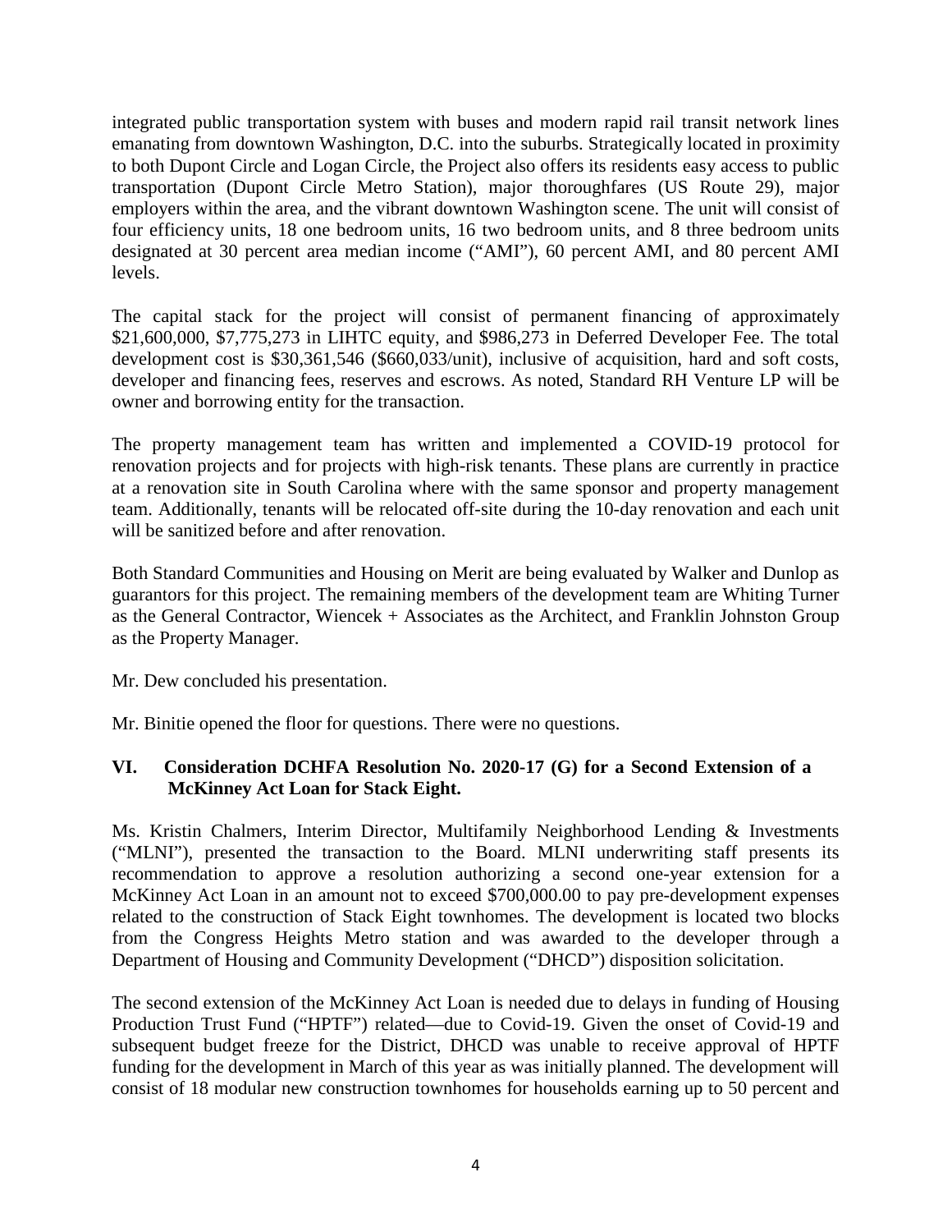integrated public transportation system with buses and modern rapid rail transit network lines emanating from downtown Washington, D.C. into the suburbs. Strategically located in proximity to both Dupont Circle and Logan Circle, the Project also offers its residents easy access to public transportation (Dupont Circle Metro Station), major thoroughfares (US Route 29), major employers within the area, and the vibrant downtown Washington scene. The unit will consist of four efficiency units, 18 one bedroom units, 16 two bedroom units, and 8 three bedroom units designated at 30 percent area median income ("AMI"), 60 percent AMI, and 80 percent AMI levels.

The capital stack for the project will consist of permanent financing of approximately $21,600,000, $7,775,273 in LIHTC equity, and $986,273 in Deferred Developer Fee. The total development cost is $30,361,546 ($660,033/unit), inclusive of acquisition, hard and soft costs, developer and financing fees, reserves and escrows. As noted, Standard RH Venture LP will be owner and borrowing entity for the transaction.

The property management team has written and implemented a COVID-19 protocol for renovation projects and for projects with high-risk tenants. These plans are currently in practice at a renovation site in South Carolina where with the same sponsor and property management team. Additionally, tenants will be relocated off-site during the 10-day renovation and each unit will be sanitized before and after renovation.

Both Standard Communities and Housing on Merit are being evaluated by Walker and Dunlop as guarantors for this project. The remaining members of the development team are Whiting Turner as the General Contractor, Wiencek + Associates as the Architect, and Franklin Johnston Group as the Property Manager.

Mr. Dew concluded his presentation.

Mr. Binitie opened the floor for questions. There were no questions.

## VI. Consideration DCHFA Resolution No. 2020-17 (G) for a Second Extension of a McKinney Act Loan for Stack Eight.

Ms. Kristin Chalmers, Interim Director, Multifamily Neighborhood Lending & Investments ("MLNI"), presented the transaction to the Board. MLNI underwriting staff presents its recommendation to approve a resolution authorizing a second one-year extension for a McKinney Act Loan in an amount not to exceed $700,000.00 to pay pre-development expenses related to the construction of Stack Eight townhomes. The development is located two blocks from the Congress Heights Metro station and was awarded to the developer through a Department of Housing and Community Development ("DHCD") disposition solicitation.

The second extension of the McKinney Act Loan is needed due to delays in funding of Housing Production Trust Fund ("HPTF") related—due to Covid-19. Given the onset of Covid-19 and subsequent budget freeze for the District, DHCD was unable to receive approval of HPTF funding for the development in March of this year as was initially planned. The development will consist of 18 modular new construction townhomes for households earning up to 50 percent and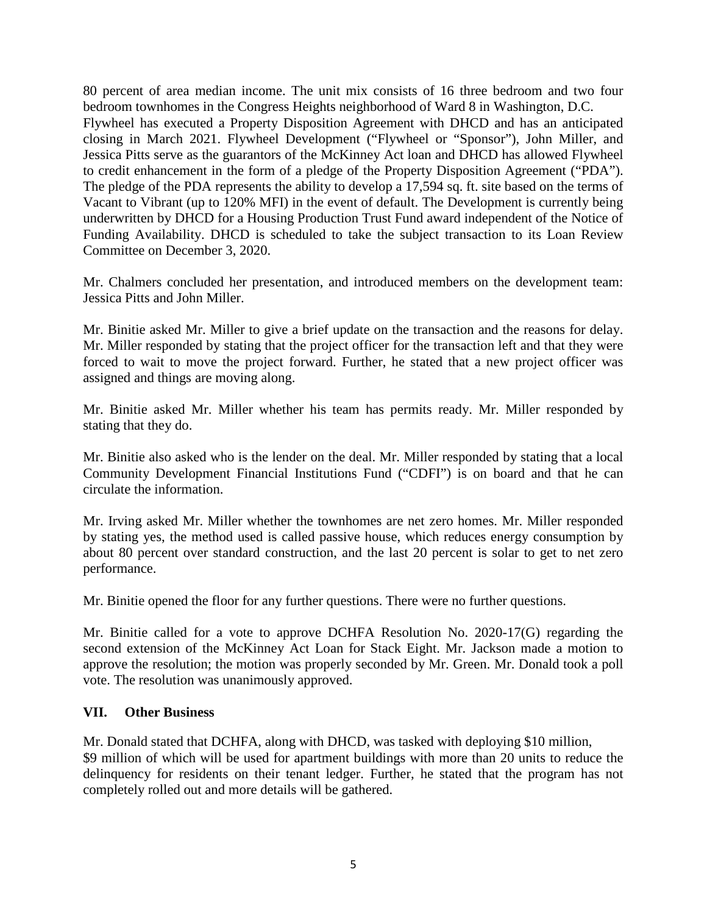80 percent of area median income. The unit mix consists of 16 three bedroom and two four bedroom townhomes in the Congress Heights neighborhood of Ward 8 in Washington, D.C. Flywheel has executed a Property Disposition Agreement with DHCD and has an anticipated closing in March 2021. Flywheel Development ("Flywheel or "Sponsor"), John Miller, and Jessica Pitts serve as the guarantors of the McKinney Act loan and DHCD has allowed Flywheel to credit enhancement in the form of a pledge of the Property Disposition Agreement ("PDA"). The pledge of the PDA represents the ability to develop a 17,594 sq. ft. site based on the terms of Vacant to Vibrant (up to 120% MFI) in the event of default. The Development is currently being underwritten by DHCD for a Housing Production Trust Fund award independent of the Notice of Funding Availability. DHCD is scheduled to take the subject transaction to its Loan Review Committee on December 3, 2020.

Mr. Chalmers concluded her presentation, and introduced members on the development team: Jessica Pitts and John Miller.

Mr. Binitie asked Mr. Miller to give a brief update on the transaction and the reasons for delay. Mr. Miller responded by stating that the project officer for the transaction left and that they were forced to wait to move the project forward. Further, he stated that a new project officer was assigned and things are moving along.

Mr. Binitie asked Mr. Miller whether his team has permits ready. Mr. Miller responded by stating that they do.

Mr. Binitie also asked who is the lender on the deal. Mr. Miller responded by stating that a local Community Development Financial Institutions Fund ("CDFI") is on board and that he can circulate the information.

Mr. Irving asked Mr. Miller whether the townhomes are net zero homes. Mr. Miller responded by stating yes, the method used is called passive house, which reduces energy consumption by about 80 percent over standard construction, and the last 20 percent is solar to get to net zero performance.

Mr. Binitie opened the floor for any further questions. There were no further questions.

Mr. Binitie called for a vote to approve DCHFA Resolution No. 2020-17(G) regarding the second extension of the McKinney Act Loan for Stack Eight. Mr. Jackson made a motion to approve the resolution; the motion was properly seconded by Mr. Green. Mr. Donald took a poll vote. The resolution was unanimously approved.

## VII. Other Business

Mr. Donald stated that DCHFA, along with DHCD, was tasked with deploying $10 million, $9 million of which will be used for apartment buildings with more than 20 units to reduce the delinquency for residents on their tenant ledger. Further, he stated that the program has not completely rolled out and more details will be gathered.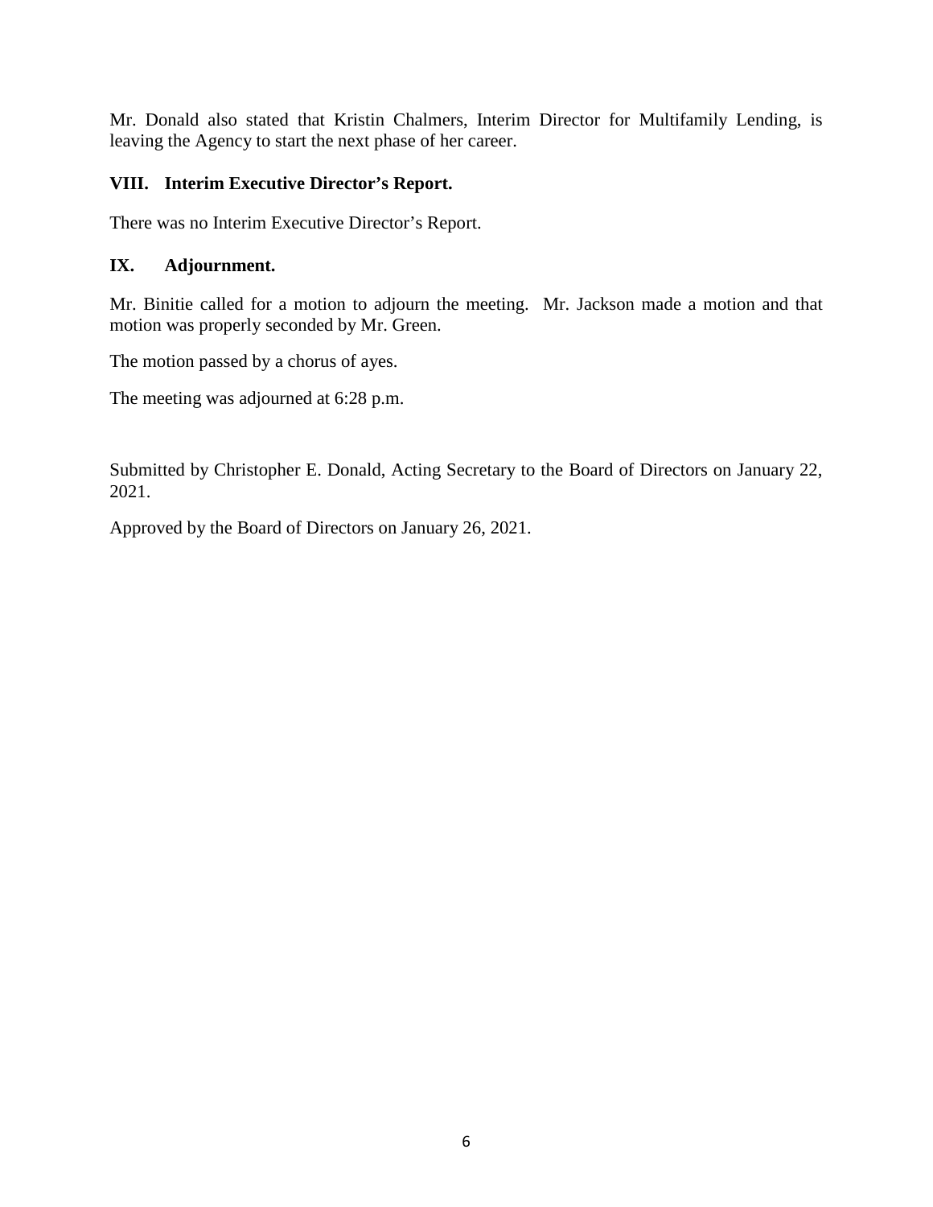Mr. Donald also stated that Kristin Chalmers, Interim Director for Multifamily Lending, is leaving the Agency to start the next phase of her career.

## VIII. Interim Executive Director's Report.

There was no Interim Executive Director's Report.

## IX. Adjournment.

Mr. Binitie called for a motion to adjourn the meeting. Mr. Jackson made a motion and that motion was properly seconded by Mr. Green.

The motion passed by a chorus of ayes.

The meeting was adjourned at 6:28 p.m.

Submitted by Christopher E. Donald, Acting Secretary to the Board of Directors on January 22, 2021.

Approved by the Board of Directors on January 26, 2021.